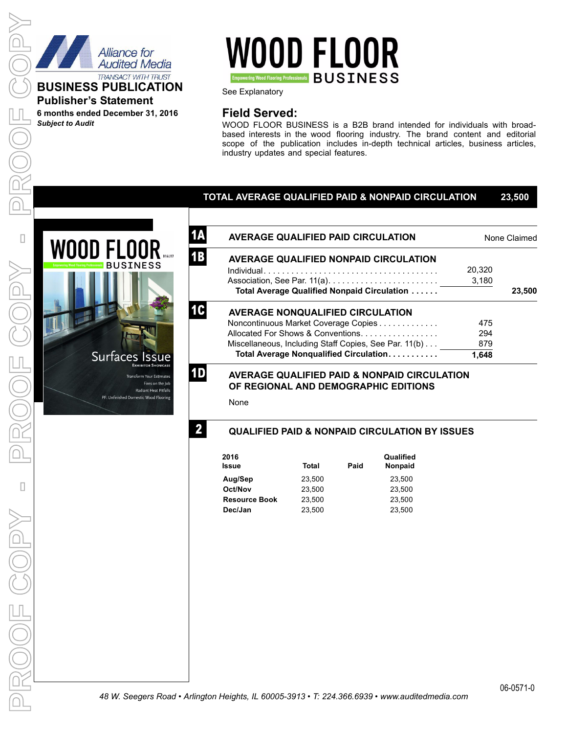Alliance for Audited Media
TRANSACT WITH TRUST

# BUSINESS PUBLICATION

## Publisher's Statement

**6 months ended December 31, 2016**

***Subject to Audit***

# WOOD FLOOR BUSINESS

Empowering Wood Flooring Professionals

See Explanatory

## Field Served:

WOOD FLOOR BUSINESS is a B2B brand intended for individuals with broad-based interests in the wood flooring industry. The brand content and editorial scope of the publication includes in-depth technical articles, business articles, industry updates and special features.

**TOTAL AVERAGE QUALIFIED PAID & NONPAID CIRCULATION 23,500**

### 1A AVERAGE QUALIFIED PAID CIRCULATION

None Claimed

### 1B AVERAGE QUALIFIED NONPAID CIRCULATION

| | | |
|---|---|---|
| Individual | 20,320 | |
| Association, See Par. 11(a) | 3,180 | |
| **Total Average Qualified Nonpaid Circulation** | | **23,500** |

### 1C AVERAGE NONQUALIFIED CIRCULATION

| | |
|---|---|
| Noncontinuous Market Coverage Copies | 475 |
| Allocated For Shows & Conventions | 294 |
| Miscellaneous, Including Staff Copies, See Par. 11(b) | 879 |
| **Total Average Nonqualified Circulation** | **1,648** |

### 1D AVERAGE QUALIFIED PAID & NONPAID CIRCULATION OF REGIONAL AND DEMOGRAPHIC EDITIONS

None

### 2 QUALIFIED PAID & NONPAID CIRCULATION BY ISSUES

| 2016 Issue | Total | Paid | Qualified Nonpaid |
|---|---|---|---|
| **Aug/Sep** | 23,500 | | 23,500 |
| **Oct/Nov** | 23,500 | | 23,500 |
| **Resource Book** | 23,500 | | 23,500 |
| **Dec/Jan** | 23,500 | | 23,500 |

06-0571-0

*48 W. Seegers Road • Arlington Heights, IL 60005-3913 • T: 224.366.6939 • www.auditedmedia.com*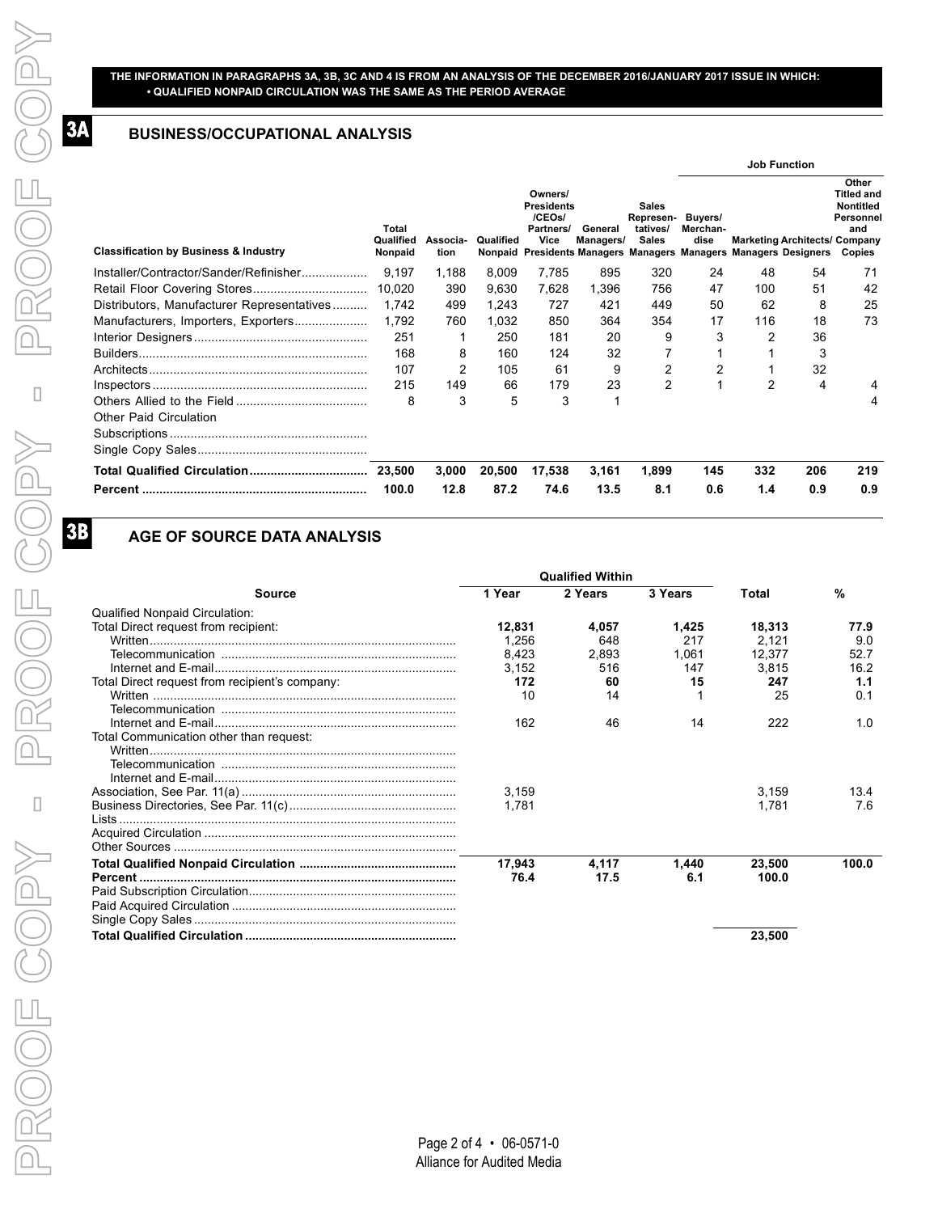**THE INFORMATION IN PARAGRAPHS 3A, 3B, 3C AND 4 IS FROM AN ANALYSIS OF THE DECEMBER 2016/JANUARY 2017 ISSUE IN WHICH:**
**• QUALIFIED NONPAID CIRCULATION WAS THE SAME AS THE PERIOD AVERAGE**

## 3A BUSINESS/OCCUPATIONAL ANALYSIS

| Classification by Business & Industry | Total Qualified Nonpaid | Association | Qualified Nonpaid | Job Function | | | | | | |
|---|---|---|---|---|---|---|---|---|---|---|
| | | | | Owners/ Presidents /CEOs/ Partners/ Vice Presidents | General Managers/ Managers | Sales Representatives/ Sales Managers | Buyers/ Merchandise Managers | Marketing Managers | Architects/ Designers | Other Titled and Nontitled Personnel and Company Copies |
| Installer/Contractor/Sander/Refinisher | 9,197 | 1,188 | 8,009 | 7,785 | 895 | 320 | 24 | 48 | 54 | 71 |
| Retail Floor Covering Stores | 10,020 | 390 | 9,630 | 7,628 | 1,396 | 756 | 47 | 100 | 51 | 42 |
| Distributors, Manufacturer Representatives | 1,742 | 499 | 1,243 | 727 | 421 | 449 | 50 | 62 | 8 | 25 |
| Manufacturers, Importers, Exporters | 1,792 | 760 | 1,032 | 850 | 364 | 354 | 17 | 116 | 18 | 73 |
| Interior Designers | 251 | 1 | 250 | 181 | 20 | 9 | 3 | 2 | 36 | |
| Builders | 168 | 8 | 160 | 124 | 32 | 7 | 1 | 1 | 3 | |
| Architects | 107 | 2 | 105 | 61 | 9 | 2 | 2 | 1 | 32 | |
| Inspectors | 215 | 149 | 66 | 179 | 23 | 2 | 1 | 2 | 4 | 4 |
| Others Allied to the Field | 8 | 3 | 5 | 3 | 1 | | | | | 4 |
| Other Paid Circulation | | | | | | | | | | |
| Subscriptions | | | | | | | | | | |
| Single Copy Sales | | | | | | | | | | |
| **Total Qualified Circulation** | **23,500** | **3,000** | **20,500** | **17,538** | **3,161** | **1,899** | **145** | **332** | **206** | **219** |
| **Percent** | **100.0** | **12.8** | **87.2** | **74.6** | **13.5** | **8.1** | **0.6** | **1.4** | **0.9** | **0.9** |

## 3B AGE OF SOURCE DATA ANALYSIS

| Source | Qualified Within | | | Total | % |
|---|---|---|---|---|---|
| | 1 Year | 2 Years | 3 Years | | |
| Qualified Nonpaid Circulation: | | | | | |
| Total Direct request from recipient: | **12,831** | **4,057** | **1,425** | **18,313** | **77.9** |
| Written | 1,256 | 648 | 217 | 2,121 | 9.0 |
| Telecommunication | 8,423 | 2,893 | 1,061 | 12,377 | 52.7 |
| Internet and E-mail | 3,152 | 516 | 147 | 3,815 | 16.2 |
| Total Direct request from recipient's company: | **172** | **60** | **15** | **247** | **1.1** |
| Written | 10 | 14 | 1 | 25 | 0.1 |
| Telecommunication | | | | | |
| Internet and E-mail | 162 | 46 | 14 | 222 | 1.0 |
| Total Communication other than request: | | | | | |
| Written | | | | | |
| Telecommunication | | | | | |
| Internet and E-mail | | | | | |
| Association, See Par. 11(a) | 3,159 | | | 3,159 | 13.4 |
| Business Directories, See Par. 11(c) | 1,781 | | | 1,781 | 7.6 |
| Lists | | | | | |
| Acquired Circulation | | | | | |
| Other Sources | | | | | |
| **Total Qualified Nonpaid Circulation** | **17,943** | **4,117** | **1,440** | **23,500** | **100.0** |
| **Percent** | **76.4** | **17.5** | **6.1** | **100.0** | |
| Paid Subscription Circulation | | | | | |
| Paid Acquired Circulation | | | | | |
| Single Copy Sales | | | | | |
| **Total Qualified Circulation** | | | | **23,500** | |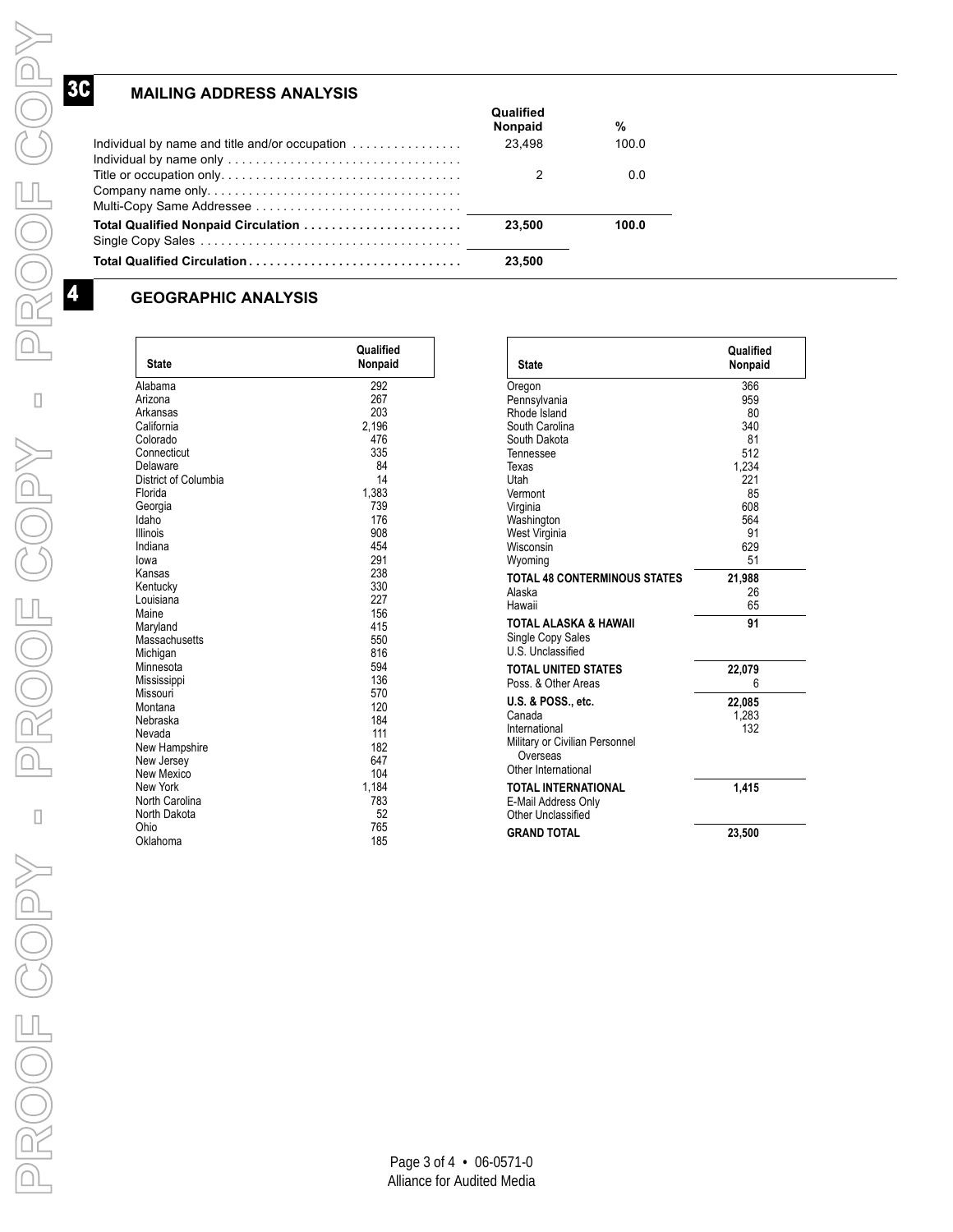## 3C MAILING ADDRESS ANALYSIS

| | Qualified Nonpaid | % |
|---|---|---|
| Individual by name and title and/or occupation | 23,498 | 100.0 |
| Individual by name only | | |
| Title or occupation only | 2 | 0.0 |
| Company name only | | |
| Multi-Copy Same Addressee | | |
| **Total Qualified Nonpaid Circulation** | **23,500** | **100.0** |
| Single Copy Sales | | |
| **Total Qualified Circulation** | **23,500** | |

## 4 GEOGRAPHIC ANALYSIS

| State | Qualified Nonpaid |
|---|---|
| Alabama | 292 |
| Arizona | 267 |
| Arkansas | 203 |
| California | 2,196 |
| Colorado | 476 |
| Connecticut | 335 |
| Delaware | 84 |
| District of Columbia | 14 |
| Florida | 1,383 |
| Georgia | 739 |
| Idaho | 176 |
| Illinois | 908 |
| Indiana | 454 |
| Iowa | 291 |
| Kansas | 238 |
| Kentucky | 330 |
| Louisiana | 227 |
| Maine | 156 |
| Maryland | 415 |
| Massachusetts | 550 |
| Michigan | 816 |
| Minnesota | 594 |
| Mississippi | 136 |
| Missouri | 570 |
| Montana | 120 |
| Nebraska | 184 |
| Nevada | 111 |
| New Hampshire | 182 |
| New Jersey | 647 |
| New Mexico | 104 |
| New York | 1,184 |
| North Carolina | 783 |
| North Dakota | 52 |
| Ohio | 765 |
| Oklahoma | 185 |
| Oregon | 366 |
| Pennsylvania | 959 |
| Rhode Island | 80 |
| South Carolina | 340 |
| South Dakota | 81 |
| Tennessee | 512 |
| Texas | 1,234 |
| Utah | 221 |
| Vermont | 85 |
| Virginia | 608 |
| Washington | 564 |
| West Virginia | 91 |
| Wisconsin | 629 |
| Wyoming | 51 |
| **TOTAL 48 CONTERMINOUS STATES** | **21,988** |
| Alaska | 26 |
| Hawaii | 65 |
| **TOTAL ALASKA & HAWAII** | **91** |
| Single Copy Sales | |
| U.S. Unclassified | |
| **TOTAL UNITED STATES** | **22,079** |
| Poss. & Other Areas | 6 |
| **U.S. & POSS., etc.** | **22,085** |
| Canada | 1,283 |
| International | 132 |
| Military or Civilian Personnel Overseas | |
| Other International | |
| **TOTAL INTERNATIONAL** | **1,415** |
| E-Mail Address Only | |
| Other Unclassified | |
| **GRAND TOTAL** | **23,500** |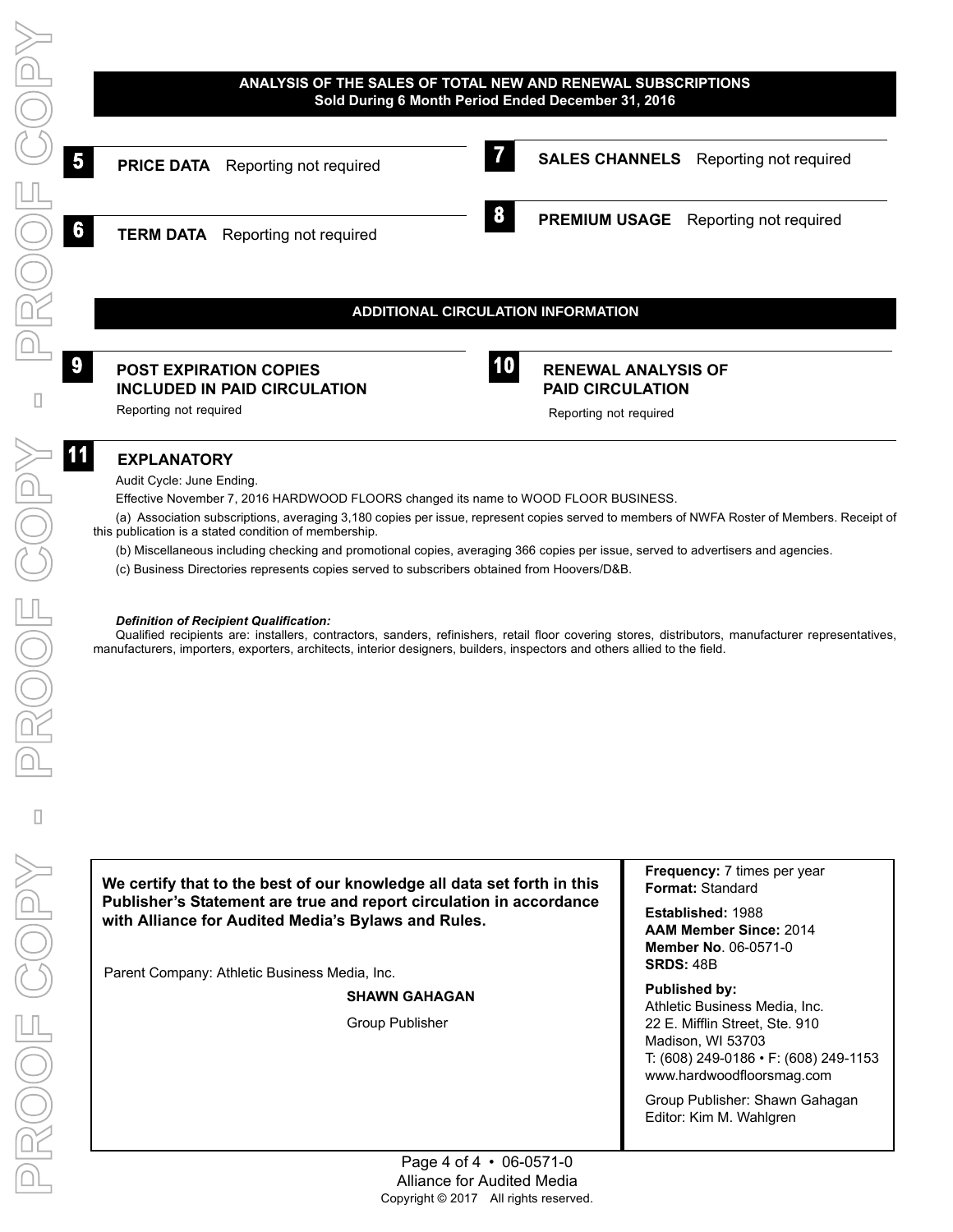## ANALYSIS OF THE SALES OF TOTAL NEW AND RENEWAL SUBSCRIPTIONS
**Sold During 6 Month Period Ended December 31, 2016**

### 5 PRICE DATA
Reporting not required

### 6 TERM DATA
Reporting not required

### 7 SALES CHANNELS
Reporting not required

### 8 PREMIUM USAGE
Reporting not required

## ADDITIONAL CIRCULATION INFORMATION

### 9 POST EXPIRATION COPIES INCLUDED IN PAID CIRCULATION
Reporting not required

### 10 RENEWAL ANALYSIS OF PAID CIRCULATION
Reporting not required

### 11 EXPLANATORY

Audit Cycle: June Ending.

Effective November 7, 2016 HARDWOOD FLOORS changed its name to WOOD FLOOR BUSINESS.

(a) Association subscriptions, averaging 3,180 copies per issue, represent copies served to members of NWFA Roster of Members. Receipt of this publication is a stated condition of membership.

(b) Miscellaneous including checking and promotional copies, averaging 366 copies per issue, served to advertisers and agencies.

(c) Business Directories represents copies served to subscribers obtained from Hoovers/D&B.

***Definition of Recipient Qualification:***

Qualified recipients are: installers, contractors, sanders, refinishers, retail floor covering stores, distributors, manufacturer representatives, manufacturers, importers, exporters, architects, interior designers, builders, inspectors and others allied to the field.

**We certify that to the best of our knowledge all data set forth in this Publisher's Statement are true and report circulation in accordance with Alliance for Audited Media's Bylaws and Rules.**

Parent Company: Athletic Business Media, Inc.

**SHAWN GAHAGAN**

Group Publisher

**Frequency:** 7 times per year
**Format:** Standard

**Established:** 1988
**AAM Member Since:** 2014
**Member No**. 06-0571-0
**SRDS:** 48B

**Published by:**
Athletic Business Media, Inc.
22 E. Mifflin Street, Ste. 910
Madison, WI 53703
T: (608) 249-0186 • F: (608) 249-1153
www.hardwoodfloorsmag.com

Group Publisher: Shawn Gahagan
Editor: Kim M. Wahlgren

Alliance for Audited Media
Copyright © 2017 All rights reserved.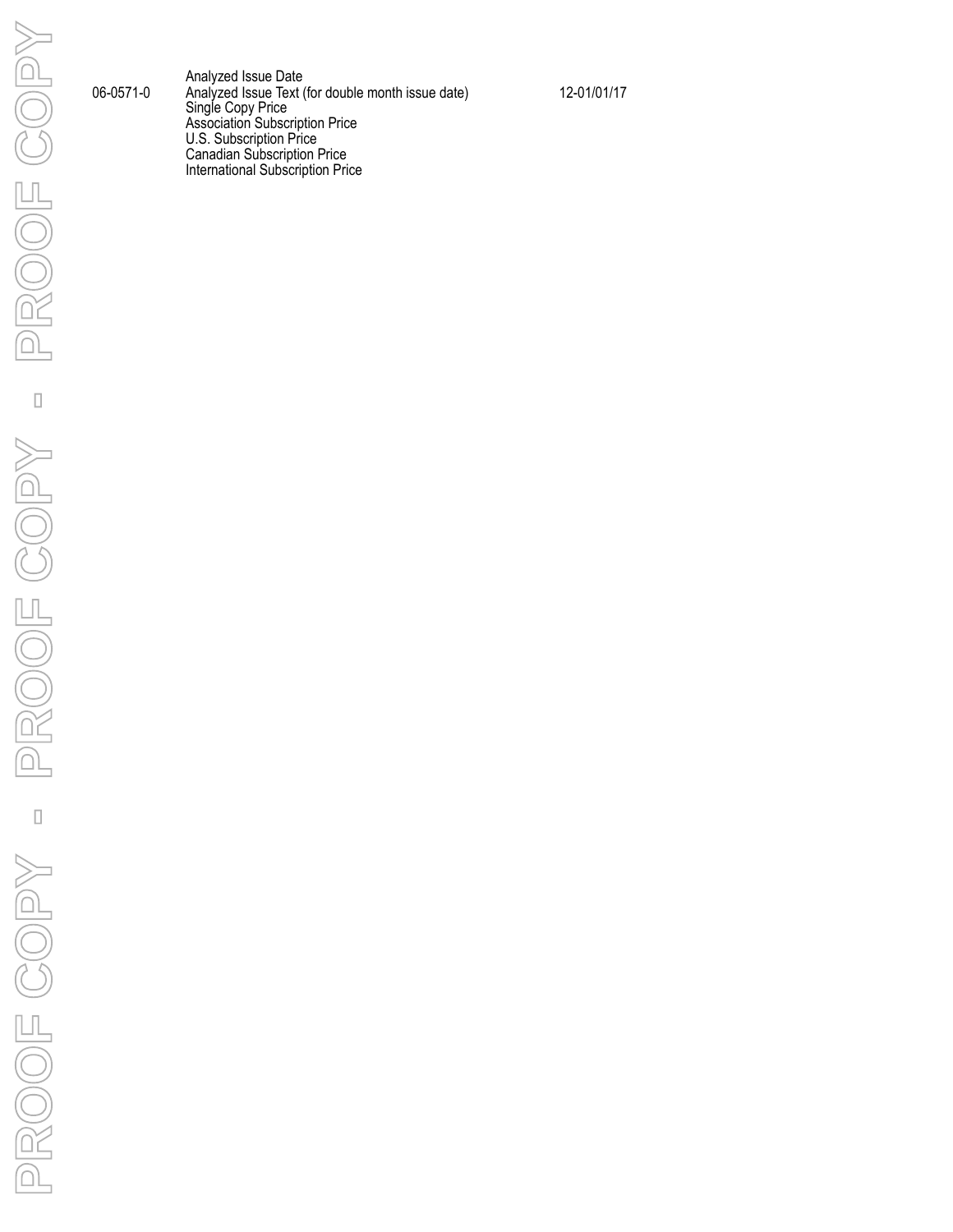| | | |
|---|---|---|
| | Analyzed Issue Date | |
| 06-0571-0 | Analyzed Issue Text (for double month issue date) | 12-01/01/17 |
| | Single Copy Price | |
| | Association Subscription Price | |
| | U.S. Subscription Price | |
| | Canadian Subscription Price | |
| | International Subscription Price | |